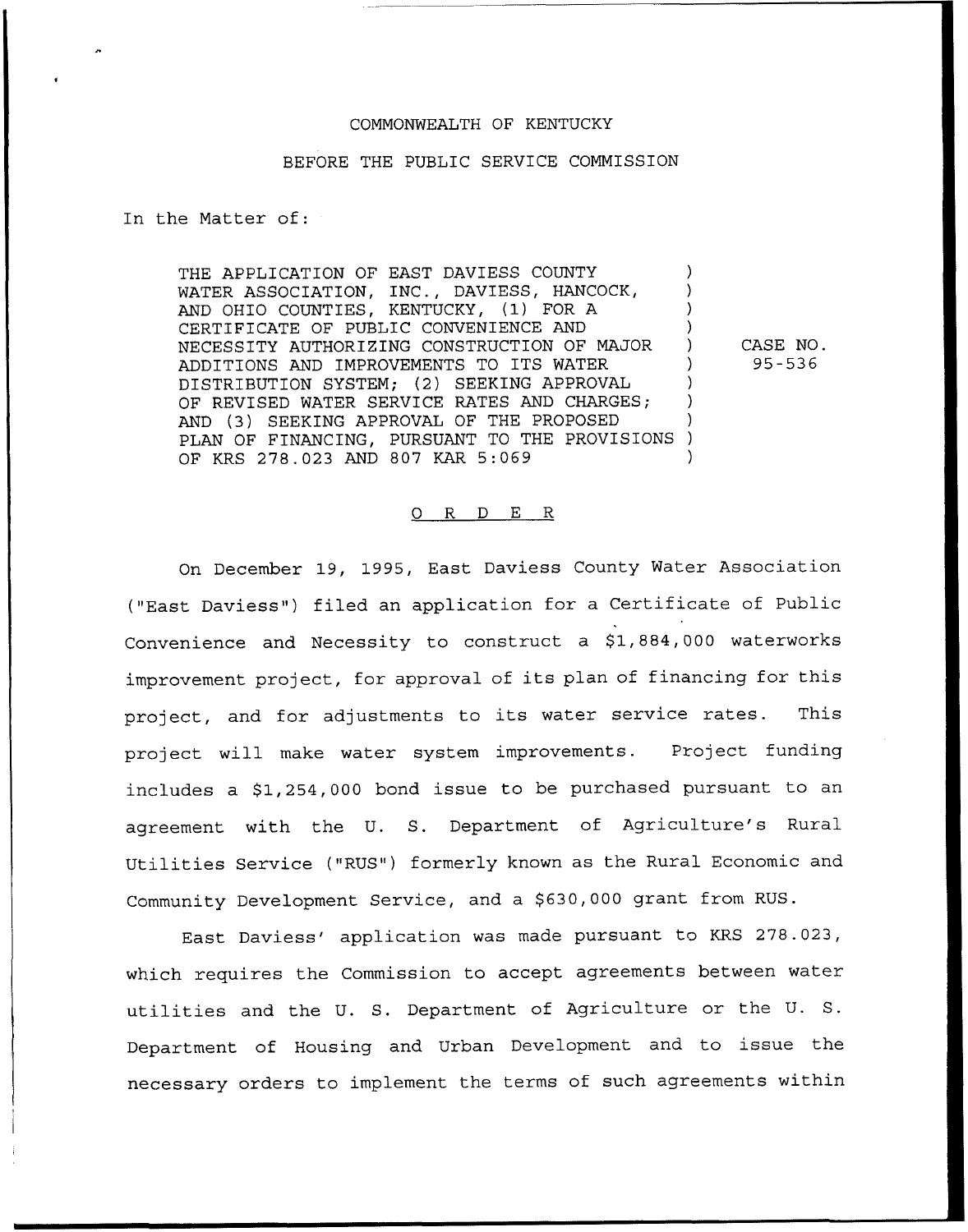COMMONWEALTH OF KENTUCKY

BEFORE THE PUBLIC SERVICE COMMISSION

In the Matter of:

| | |
|---|---|
| THE APPLICATION OF EAST DAVIESS COUNTY WATER ASSOCIATION, INC., DAVIESS, HANCOCK, AND OHIO COUNTIES, KENTUCKY, (1) FOR A CERTIFICATE OF PUBLIC CONVENIENCE AND NECESSITY AUTHORIZING CONSTRUCTION OF MAJOR ADDITIONS AND IMPROVEMENTS TO ITS WATER DISTRIBUTION SYSTEM; (2) SEEKING APPROVAL OF REVISED WATER SERVICE RATES AND CHARGES; AND (3) SEEKING APPROVAL OF THE PROPOSED PLAN OF FINANCING, PURSUANT TO THE PROVISIONS OF KRS 278.023 AND 807 KAR 5:069 | CASE NO. 95-536 |

## O R D E R

On December 19, 1995, East Daviess County Water Association ("East Daviess") filed an application for a Certificate of Public Convenience and Necessity to construct a $1,884,000 waterworks improvement project, for approval of its plan of financing for this project, and for adjustments to its water service rates. This project will make water system improvements. Project funding includes a $1,254,000 bond issue to be purchased pursuant to an agreement with the U. S. Department of Agriculture's Rural Utilities Service ("RUS") formerly known as the Rural Economic and Community Development Service, and a $630,000 grant from RUS.

East Daviess' application was made pursuant to KRS 278.023, which requires the Commission to accept agreements between water utilities and the U. S. Department of Agriculture or the U. S. Department of Housing and Urban Development and to issue the necessary orders to implement the terms of such agreements within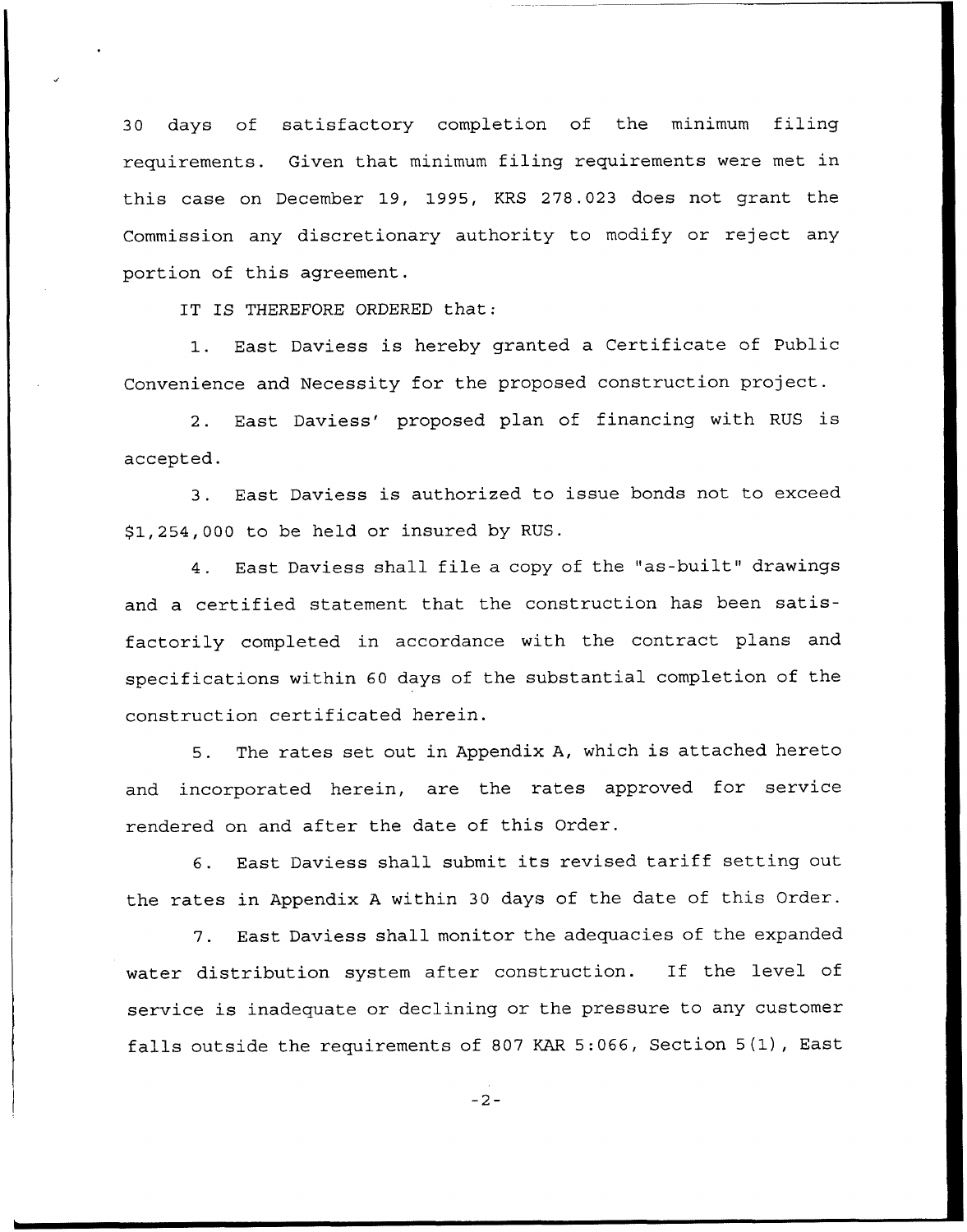30 days of satisfactory completion of the minimum filing requirements. Given that minimum filing requirements were met in this case on December 19, 1995, KRS 278.023 does not grant the Commission any discretionary authority to modify or reject any portion of this agreement.

IT IS THEREFORE ORDERED that:

1. East Daviess is hereby granted a Certificate of Public Convenience and Necessity for the proposed construction project.

2. East Daviess' proposed plan of financing with RUS is accepted.

3. East Daviess is authorized to issue bonds not to exceed $1,254,000 to be held or insured by RUS.

4. East Daviess shall file a copy of the "as-built" drawings and a certified statement that the construction has been satisfactorily completed in accordance with the contract plans and specifications within 60 days of the substantial completion of the construction certificated herein.

5. The rates set out in Appendix A, which is attached hereto and incorporated herein, are the rates approved for service rendered on and after the date of this Order.

6. East Daviess shall submit its revised tariff setting out the rates in Appendix A within 30 days of the date of this Order.

7. East Daviess shall monitor the adequacies of the expanded water distribution system after construction. If the level of service is inadequate or declining or the pressure to any customer falls outside the requirements of 807 KAR 5:066, Section 5(1), East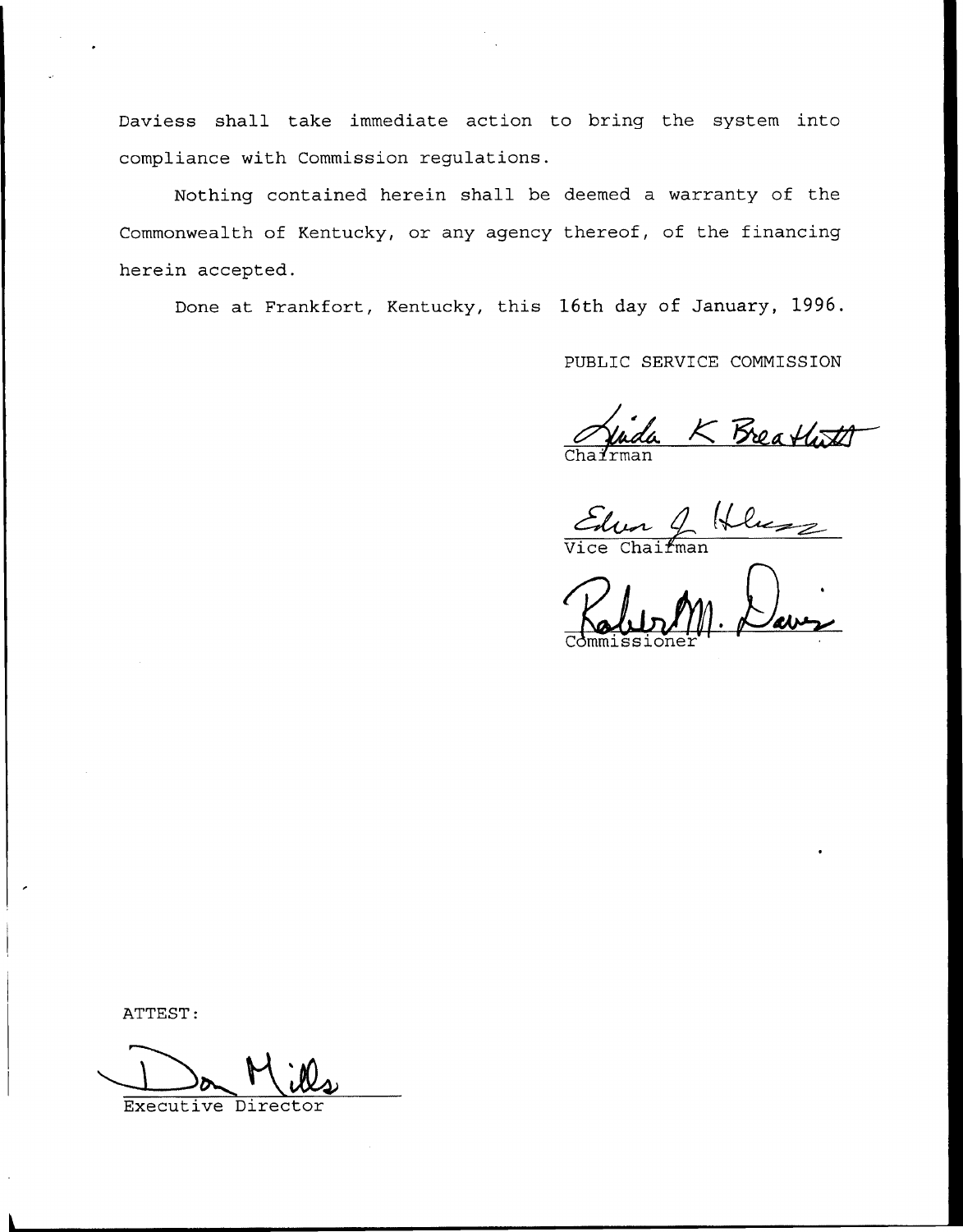Daviess shall take immediate action to bring the system into compliance with Commission regulations.

Nothing contained herein shall be deemed a warranty of the Commonwealth of Kentucky, or any agency thereof, of the financing herein accepted.

Done at Frankfort, Kentucky, this 16th day of January, 1996.

PUBLIC SERVICE COMMISSION

Linda K Breathitt
Chairman

Edward J. Holmes
Vice Chairman

Robert M. Davis
Commissioner

ATTEST:

Don Mills
Executive Director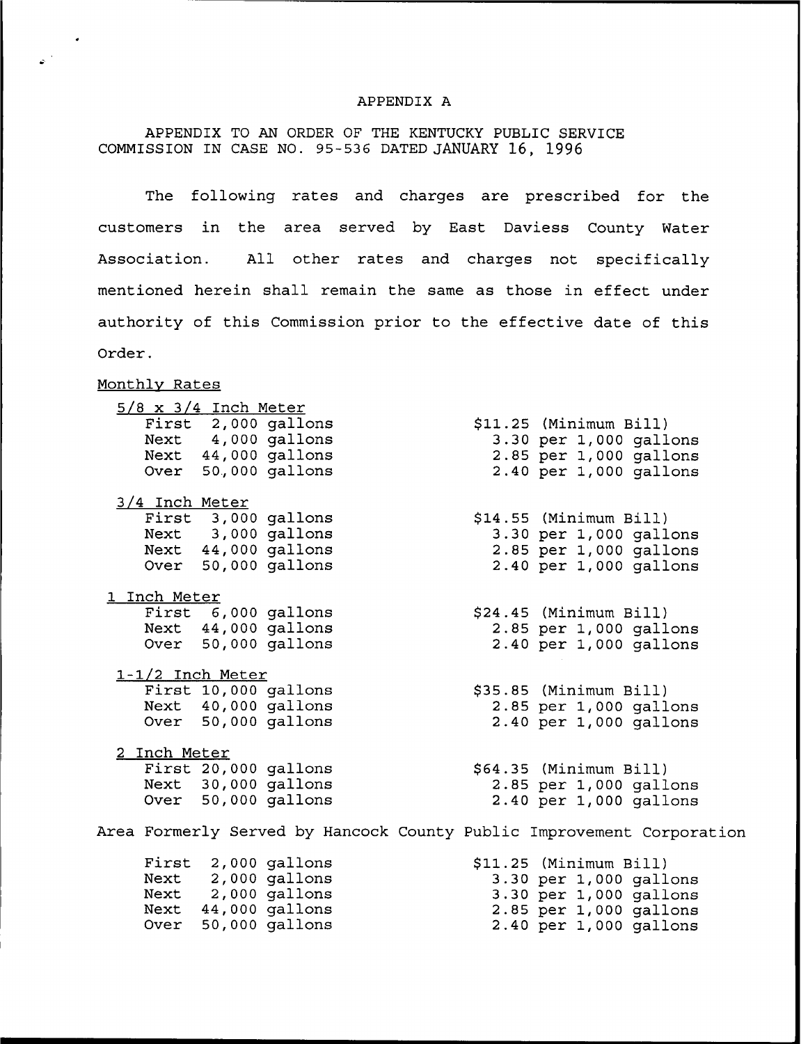# APPENDIX A

APPENDIX TO AN ORDER OF THE KENTUCKY PUBLIC SERVICE COMMISSION IN CASE NO. 95-536 DATED JANUARY 16, 1996

The following rates and charges are prescribed for the customers in the area served by East Daviess County Water Association. All other rates and charges not specifically mentioned herein shall remain the same as those in effect under authority of this Commission prior to the effective date of this Order.

Monthly Rates

5/8 x 3/4 Inch Meter

| | |
|---|---|
| First 2,000 gallons | $11.25 (Minimum Bill) |
| Next 4,000 gallons | 3.30 per 1,000 gallons |
| Next 44,000 gallons | 2.85 per 1,000 gallons |
| Over 50,000 gallons | 2.40 per 1,000 gallons |

3/4 Inch Meter

| | |
|---|---|
| First 3,000 gallons | $14.55 (Minimum Bill) |
| Next 3,000 gallons | 3.30 per 1,000 gallons |
| Next 44,000 gallons | 2.85 per 1,000 gallons |
| Over 50,000 gallons | 2.40 per 1,000 gallons |

1 Inch Meter

| | |
|---|---|
| First 6,000 gallons | $24.45 (Minimum Bill) |
| Next 44,000 gallons | 2.85 per 1,000 gallons |
| Over 50,000 gallons | 2.40 per 1,000 gallons |

1-1/2 Inch Meter

| | |
|---|---|
| First 10,000 gallons | $35.85 (Minimum Bill) |
| Next 40,000 gallons | 2.85 per 1,000 gallons |
| Over 50,000 gallons | 2.40 per 1,000 gallons |

2 Inch Meter

| | |
|---|---|
| First 20,000 gallons | $64.35 (Minimum Bill) |
| Next 30,000 gallons | 2.85 per 1,000 gallons |
| Over 50,000 gallons | 2.40 per 1,000 gallons |

Area Formerly Served by Hancock County Public Improvement Corporation

| | |
|---|---|
| First 2,000 gallons | $11.25 (Minimum Bill) |
| Next 2,000 gallons | 3.30 per 1,000 gallons |
| Next 2,000 gallons | 3.30 per 1,000 gallons |
| Next 44,000 gallons | 2.85 per 1,000 gallons |
| Over 50,000 gallons | 2.40 per 1,000 gallons |